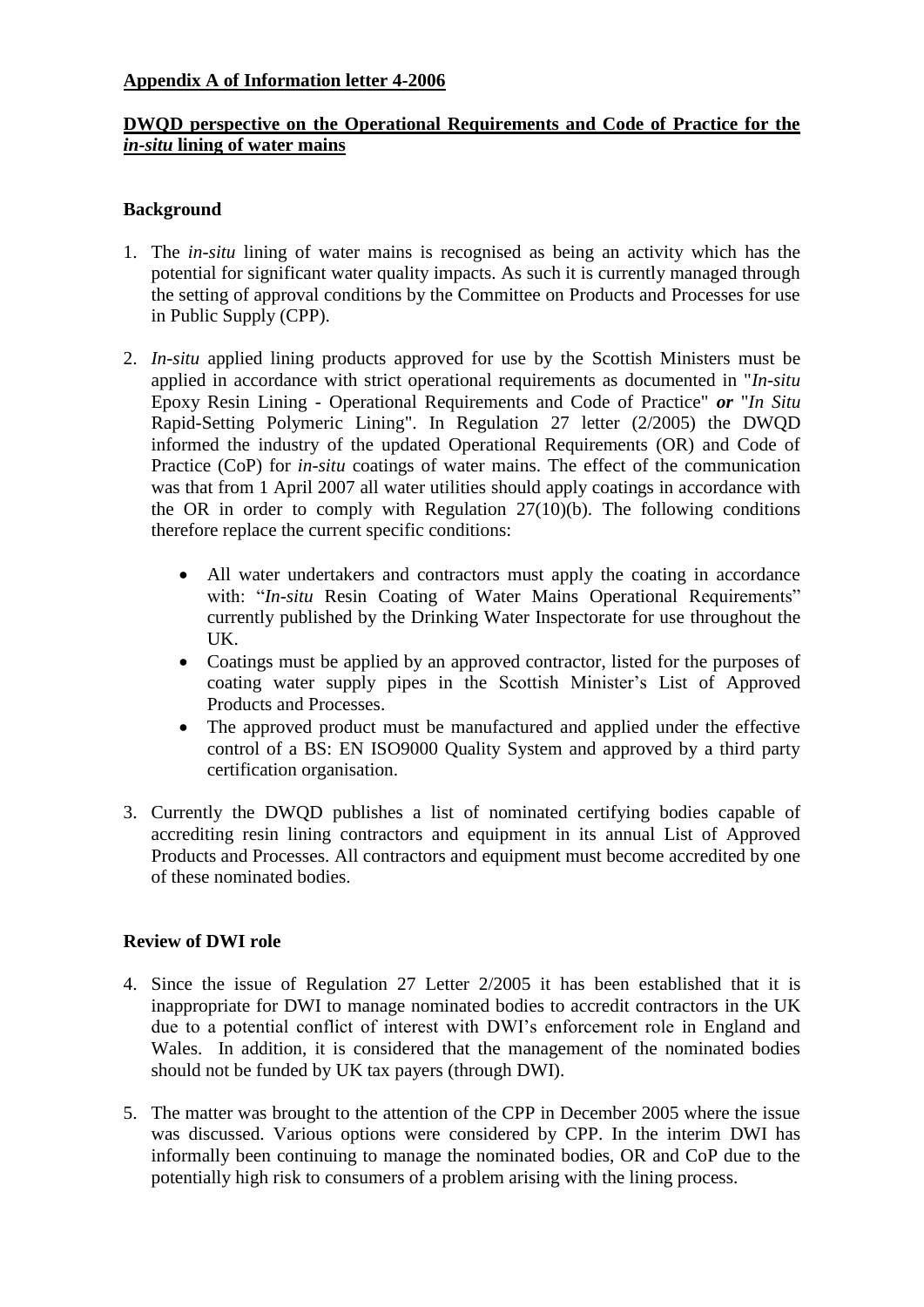**Appendix A of Information letter 4-2006**

**DWQD perspective on the Operational Requirements and Code of Practice for the *in-situ* lining of water mains**

## Background

1. The *in-situ* lining of water mains is recognised as being an activity which has the potential for significant water quality impacts. As such it is currently managed through the setting of approval conditions by the Committee on Products and Processes for use in Public Supply (CPP).

2. *In-situ* applied lining products approved for use by the Scottish Ministers must be applied in accordance with strict operational requirements as documented in "*In-situ* Epoxy Resin Lining - Operational Requirements and Code of Practice" ***or*** "*In Situ* Rapid-Setting Polymeric Lining". In Regulation 27 letter (2/2005) the DWQD informed the industry of the updated Operational Requirements (OR) and Code of Practice (CoP) for *in-situ* coatings of water mains. The effect of the communication was that from 1 April 2007 all water utilities should apply coatings in accordance with the OR in order to comply with Regulation 27(10)(b). The following conditions therefore replace the current specific conditions:

   - All water undertakers and contractors must apply the coating in accordance with: "*In-situ* Resin Coating of Water Mains Operational Requirements" currently published by the Drinking Water Inspectorate for use throughout the UK.
   - Coatings must be applied by an approved contractor, listed for the purposes of coating water supply pipes in the Scottish Minister's List of Approved Products and Processes.
   - The approved product must be manufactured and applied under the effective control of a BS: EN ISO9000 Quality System and approved by a third party certification organisation.

3. Currently the DWQD publishes a list of nominated certifying bodies capable of accrediting resin lining contractors and equipment in its annual List of Approved Products and Processes. All contractors and equipment must become accredited by one of these nominated bodies.

## Review of DWI role

4. Since the issue of Regulation 27 Letter 2/2005 it has been established that it is inappropriate for DWI to manage nominated bodies to accredit contractors in the UK due to a potential conflict of interest with DWI's enforcement role in England and Wales. In addition, it is considered that the management of the nominated bodies should not be funded by UK tax payers (through DWI).

5. The matter was brought to the attention of the CPP in December 2005 where the issue was discussed. Various options were considered by CPP. In the interim DWI has informally been continuing to manage the nominated bodies, OR and CoP due to the potentially high risk to consumers of a problem arising with the lining process.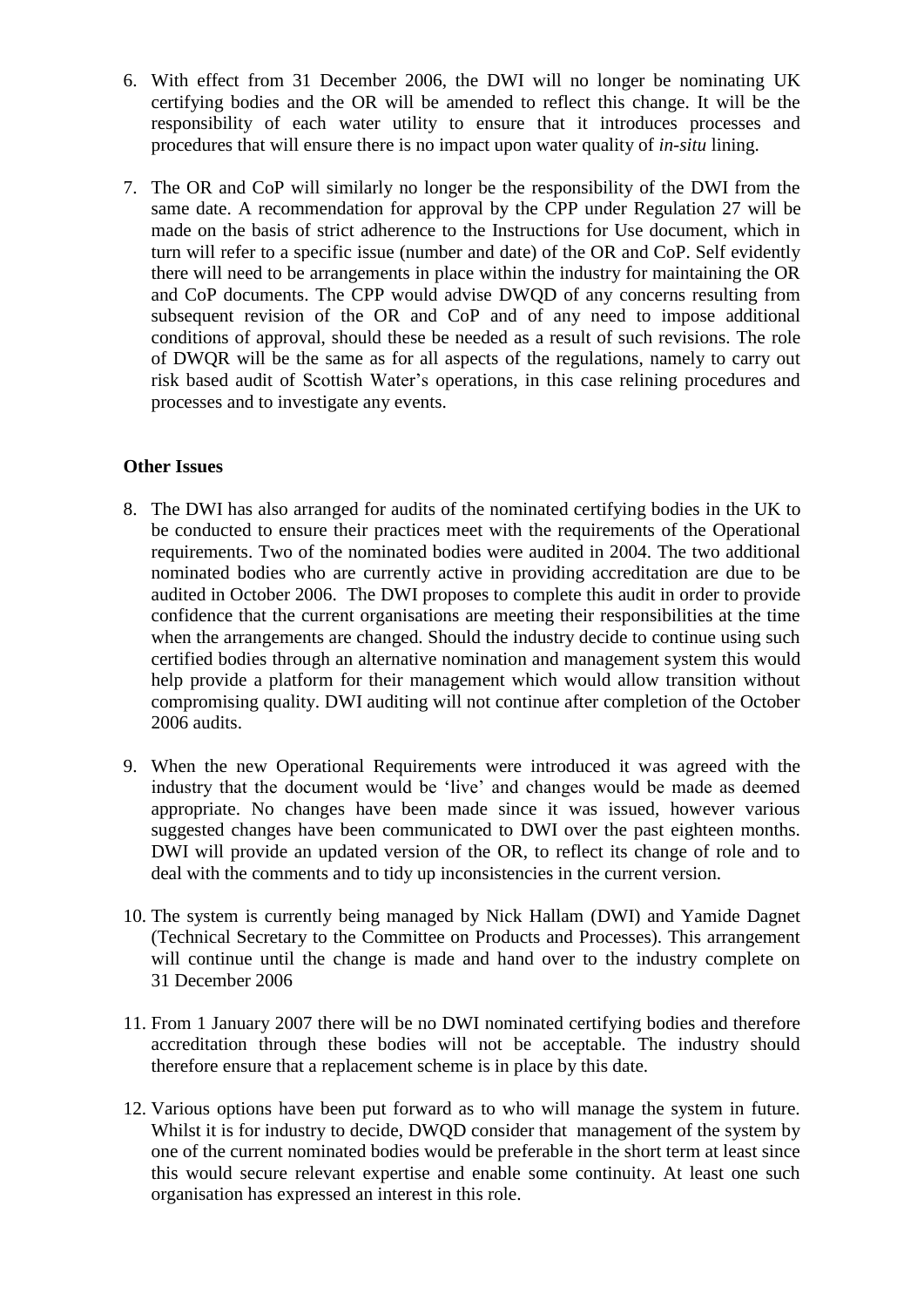6. With effect from 31 December 2006, the DWI will no longer be nominating UK certifying bodies and the OR will be amended to reflect this change. It will be the responsibility of each water utility to ensure that it introduces processes and procedures that will ensure there is no impact upon water quality of *in-situ* lining.

7. The OR and CoP will similarly no longer be the responsibility of the DWI from the same date. A recommendation for approval by the CPP under Regulation 27 will be made on the basis of strict adherence to the Instructions for Use document, which in turn will refer to a specific issue (number and date) of the OR and CoP. Self evidently there will need to be arrangements in place within the industry for maintaining the OR and CoP documents. The CPP would advise DWQD of any concerns resulting from subsequent revision of the OR and CoP and of any need to impose additional conditions of approval, should these be needed as a result of such revisions. The role of DWQR will be the same as for all aspects of the regulations, namely to carry out risk based audit of Scottish Water's operations, in this case relining procedures and processes and to investigate any events.

**Other Issues**

8. The DWI has also arranged for audits of the nominated certifying bodies in the UK to be conducted to ensure their practices meet with the requirements of the Operational requirements. Two of the nominated bodies were audited in 2004. The two additional nominated bodies who are currently active in providing accreditation are due to be audited in October 2006. The DWI proposes to complete this audit in order to provide confidence that the current organisations are meeting their responsibilities at the time when the arrangements are changed. Should the industry decide to continue using such certified bodies through an alternative nomination and management system this would help provide a platform for their management which would allow transition without compromising quality. DWI auditing will not continue after completion of the October 2006 audits.

9. When the new Operational Requirements were introduced it was agreed with the industry that the document would be 'live' and changes would be made as deemed appropriate. No changes have been made since it was issued, however various suggested changes have been communicated to DWI over the past eighteen months. DWI will provide an updated version of the OR, to reflect its change of role and to deal with the comments and to tidy up inconsistencies in the current version.

10. The system is currently being managed by Nick Hallam (DWI) and Yamide Dagnet (Technical Secretary to the Committee on Products and Processes). This arrangement will continue until the change is made and hand over to the industry complete on 31 December 2006

11. From 1 January 2007 there will be no DWI nominated certifying bodies and therefore accreditation through these bodies will not be acceptable. The industry should therefore ensure that a replacement scheme is in place by this date.

12. Various options have been put forward as to who will manage the system in future. Whilst it is for industry to decide, DWQD consider that management of the system by one of the current nominated bodies would be preferable in the short term at least since this would secure relevant expertise and enable some continuity. At least one such organisation has expressed an interest in this role.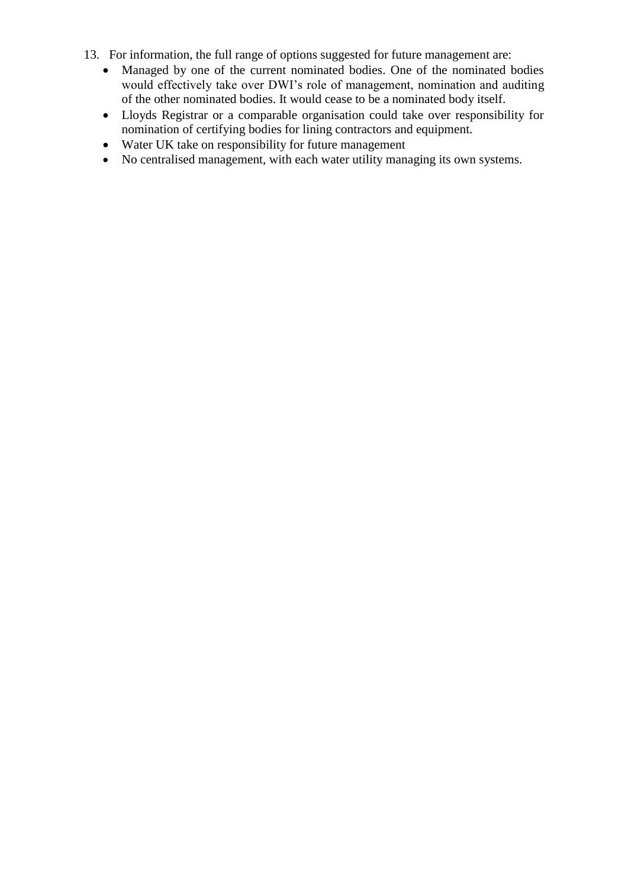13. For information, the full range of options suggested for future management are:
    - Managed by one of the current nominated bodies. One of the nominated bodies would effectively take over DWI's role of management, nomination and auditing of the other nominated bodies. It would cease to be a nominated body itself.
    - Lloyds Registrar or a comparable organisation could take over responsibility for nomination of certifying bodies for lining contractors and equipment.
    - Water UK take on responsibility for future management
    - No centralised management, with each water utility managing its own systems.